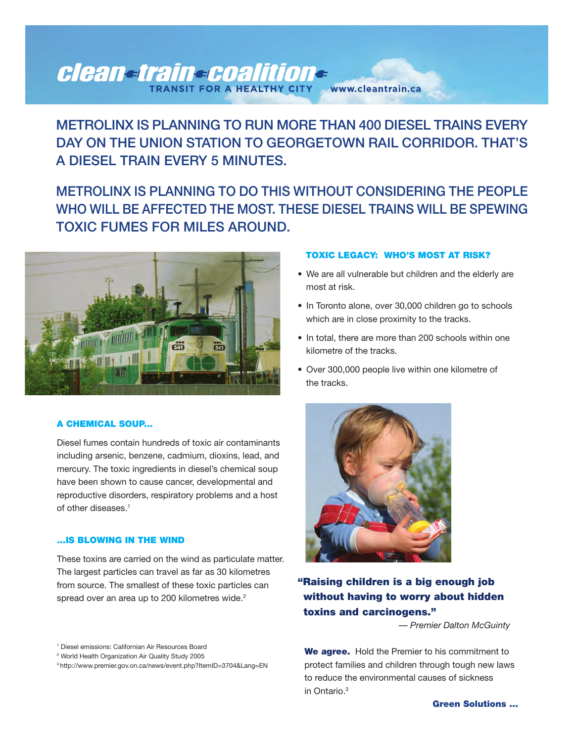# clean train coalition

TRANSIT FOR A HEALTHY CITY www.cleantrain.ca

## METROLINX IS PLANNING TO RUN MORE THAN 400 DIESEL TRAINS EVERY DAY ON THE UNION STATION TO GEORGETOWN RAIL CORRIDOR. THAT'S A DIESEL TRAIN EVERY 5 MINUTES.

## METROLINX IS PLANNING TO DO THIS WITHOUT CONSIDERING THE PEOPLE WHO WILL BE AFFECTED THE MOST. THESE DIESEL TRAINS WILL BE SPEWING TOXIC FUMES FOR MILES AROUND.

### A CHEMICAL SOUP...

Diesel fumes contain hundreds of toxic air contaminants including arsenic, benzene, cadmium, dioxins, lead, and mercury. The toxic ingredients in diesel's chemical soup have been shown to cause cancer, developmental and reproductive disorders, respiratory problems and a host of other diseases.[1]

### ...IS BLOWING IN THE WIND

These toxins are carried on the wind as particulate matter. The largest particles can travel as far as 30 kilometres from source. The smallest of these toxic particles can spread over an area up to 200 kilometres wide.[2]

[1] Diesel emissions: Californian Air Resources Board
[2] World Health Organization Air Quality Study 2005
[3] http://www.premier.gov.on.ca/news/event.php?ItemID=3704&Lang=EN

### TOXIC LEGACY: WHO'S MOST AT RISK?

- We are all vulnerable but children and the elderly are most at risk.
- In Toronto alone, over 30,000 children go to schools which are in close proximity to the tracks.
- In total, there are more than 200 schools within one kilometre of the tracks.
- Over 300,000 people live within one kilometre of the tracks.

**"Raising children is a big enough job without having to worry about hidden toxins and carcinogens."**

*— Premier Dalton McGuinty*

**We agree.** Hold the Premier to his commitment to protect families and children through tough new laws to reduce the environmental causes of sickness in Ontario.[3]

**Green Solutions ...**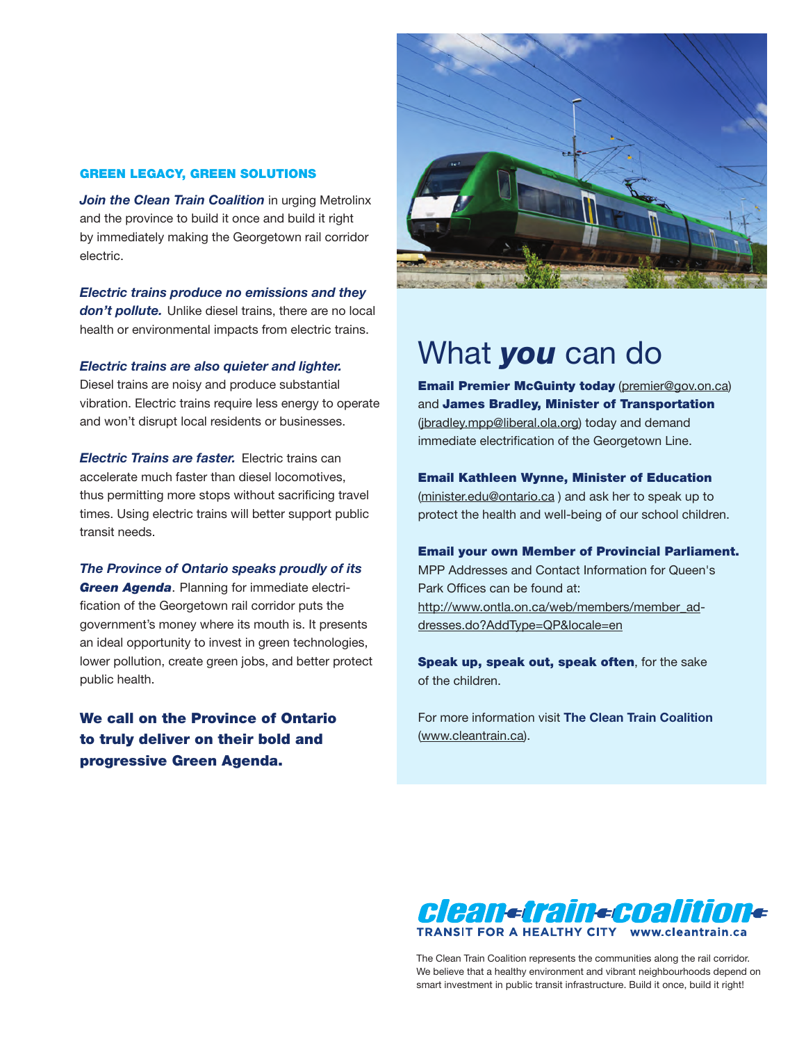## GREEN LEGACY, GREEN SOLUTIONS

***Join the Clean Train Coalition*** in urging Metrolinx and the province to build it once and build it right by immediately making the Georgetown rail corridor electric.

***Electric trains produce no emissions and they don't pollute.*** Unlike diesel trains, there are no local health or environmental impacts from electric trains.

***Electric trains are also quieter and lighter.*** Diesel trains are noisy and produce substantial vibration. Electric trains require less energy to operate and won't disrupt local residents or businesses.

***Electric Trains are faster.*** Electric trains can accelerate much faster than diesel locomotives, thus permitting more stops without sacrificing travel times. Using electric trains will better support public transit needs.

***The Province of Ontario speaks proudly of its Green Agenda***. Planning for immediate electrification of the Georgetown rail corridor puts the government's money where its mouth is. It presents an ideal opportunity to invest in green technologies, lower pollution, create green jobs, and better protect public health.

**We call on the Province of Ontario to truly deliver on their bold and progressive Green Agenda.**

# What ***you*** can do

**Email Premier McGuinty today** (premier@gov.on.ca) and **James Bradley, Minister of Transportation** (jbradley.mpp@liberal.ola.org) today and demand immediate electrification of the Georgetown Line.

**Email Kathleen Wynne, Minister of Education** (minister.edu@ontario.ca ) and ask her to speak up to protect the health and well-being of our school children.

**Email your own Member of Provincial Parliament.** MPP Addresses and Contact Information for Queen's Park Offices can be found at: http://www.ontla.on.ca/web/members/member_addresses.do?AddType=QP&locale=en

**Speak up, speak out, speak often**, for the sake of the children.

For more information visit **The Clean Train Coalition** (www.cleantrain.ca).

**clean train coalition**
TRANSIT FOR A HEALTHY CITY www.cleantrain.ca

The Clean Train Coalition represents the communities along the rail corridor. We believe that a healthy environment and vibrant neighbourhoods depend on smart investment in public transit infrastructure. Build it once, build it right!